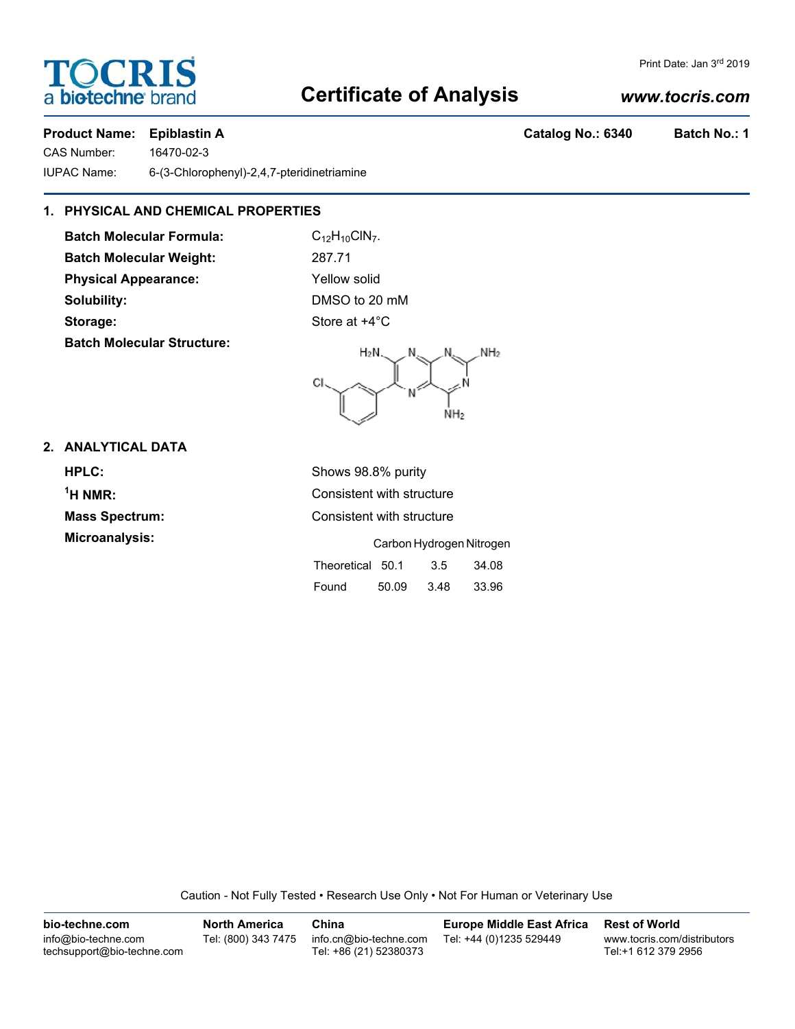Print Date: Jan 3rd 2019

**TOCRIS** a biotechne brand

# Certificate of Analysis

*www.tocris.com*

**Product Name:** **Epiblastin A** | **Catalog No.: 6340** | **Batch No.: 1**

CAS Number: 16470-02-3

IUPAC Name: 6-(3-Chlorophenyl)-2,4,7-pteridinetriamine

## 1. PHYSICAL AND CHEMICAL PROPERTIES

**Batch Molecular Formula:** $C_{12}H_{10}ClN_7$.

**Batch Molecular Weight:** 287.71

**Physical Appearance:** Yellow solid

**Solubility:** DMSO to 20 mM

**Storage:** Store at +4°C

**Batch Molecular Structure:**

## 2. ANALYTICAL DATA

**HPLC:** Shows 98.8% purity

**$^1$H NMR:** Consistent with structure

**Mass Spectrum:** Consistent with structure

**Microanalysis:**

| | Carbon | Hydrogen | Nitrogen |
|---|---|---|---|
| Theoretical | 50.1 | 3.5 | 34.08 |
| Found | 50.09 | 3.48 | 33.96 |

Caution - Not Fully Tested • Research Use Only • Not For Human or Veterinary Use

**bio-techne.com**
info@bio-techne.com
techsupport@bio-techne.com

**North America**
Tel: (800) 343 7475

**China**
info.cn@bio-techne.com
Tel: +86 (21) 52380373

**Europe Middle East Africa**
Tel: +44 (0)1235 529449

**Rest of World**
www.tocris.com/distributors
Tel:+1 612 379 2956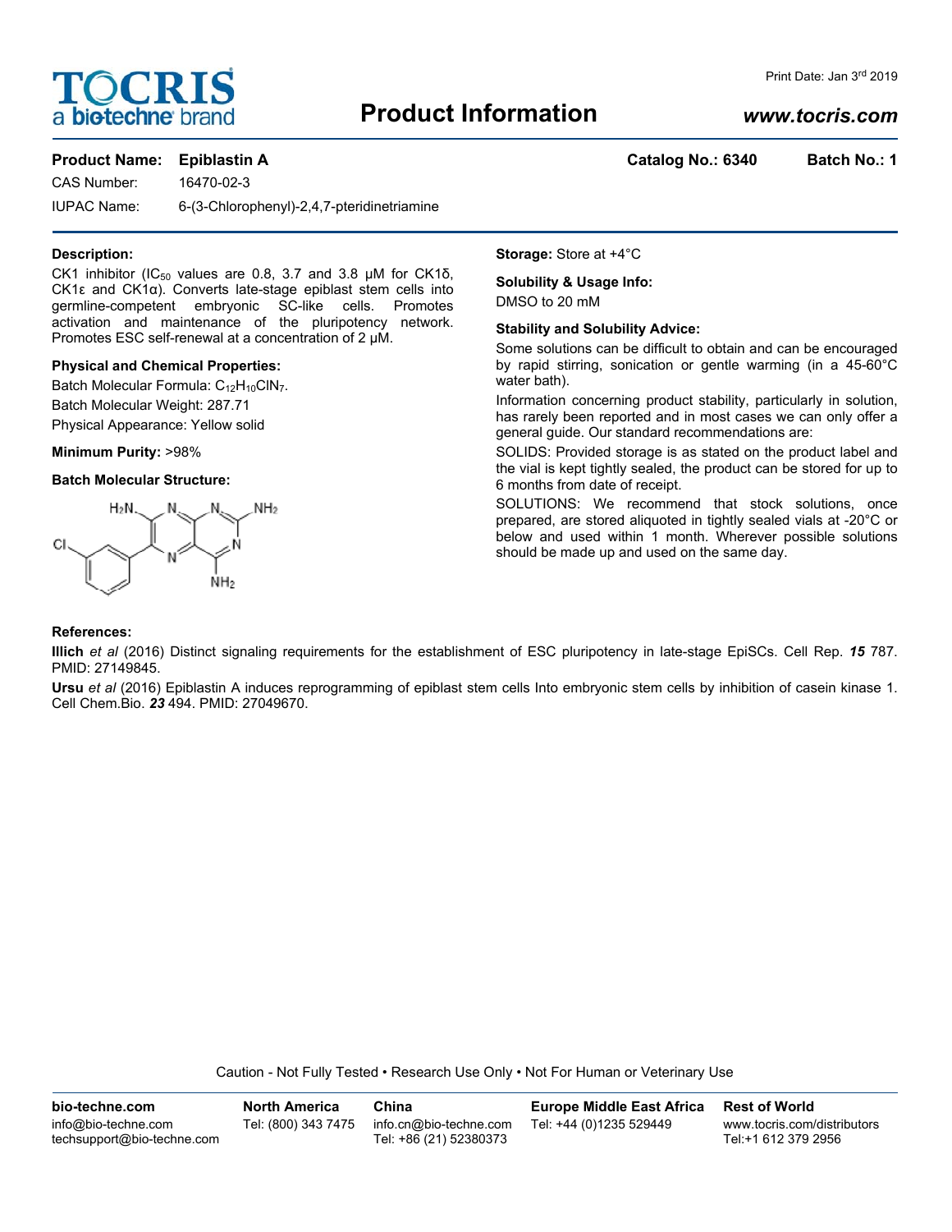# Product Information

**Product Name: Epiblastin A** **Catalog No.: 6340** **Batch No.: 1**

CAS Number: 16470-02-3

IUPAC Name: 6-(3-Chlorophenyl)-2,4,7-pteridinetriamine

**Description:**

CK1 inhibitor ($IC_{50}$ values are 0.8, 3.7 and 3.8 μM for CK1δ, CK1ε and CK1α). Converts late-stage epiblast stem cells into germline-competent embryonic SC-like cells. Promotes activation and maintenance of the pluripotency network. Promotes ESC self-renewal at a concentration of 2 μM.

**Physical and Chemical Properties:**

Batch Molecular Formula: $C_{12}H_{10}ClN_7$.

Batch Molecular Weight: 287.71

Physical Appearance: Yellow solid

**Minimum Purity:** >98%

**Batch Molecular Structure:**

**Storage:** Store at +4°C

**Solubility & Usage Info:**

DMSO to 20 mM

**Stability and Solubility Advice:**

Some solutions can be difficult to obtain and can be encouraged by rapid stirring, sonication or gentle warming (in a 45-60°C water bath).

Information concerning product stability, particularly in solution, has rarely been reported and in most cases we can only offer a general guide. Our standard recommendations are:

SOLIDS: Provided storage is as stated on the product label and the vial is kept tightly sealed, the product can be stored for up to 6 months from date of receipt.

SOLUTIONS: We recommend that stock solutions, once prepared, are stored aliquoted in tightly sealed vials at -20°C or below and used within 1 month. Wherever possible solutions should be made up and used on the same day.

**References:**

**Illich** *et al* (2016) Distinct signaling requirements for the establishment of ESC pluripotency in late-stage EpiSCs. Cell Rep. ***15*** 787. PMID: 27149845.

**Ursu** *et al* (2016) Epiblastin A induces reprogramming of epiblast stem cells Into embryonic stem cells by inhibition of casein kinase 1. Cell Chem.Bio. ***23*** 494. PMID: 27049670.

Caution - Not Fully Tested • Research Use Only • Not For Human or Veterinary Use